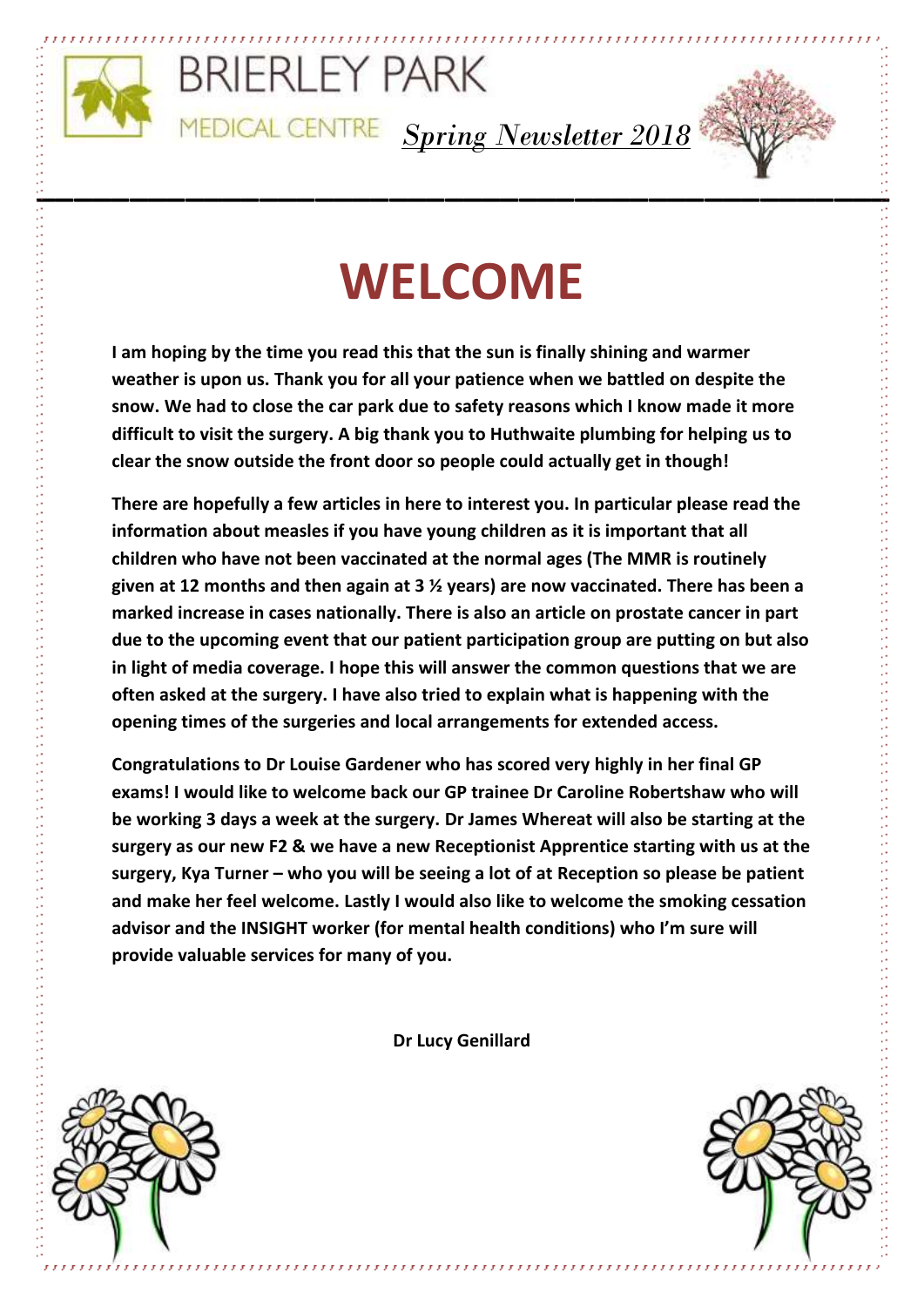BRIERLEY PARK

MEDICAL CENTRE *Spring Newsletter 2018*

# WELCOME

**I am hoping by the time you read this that the sun is finally shining and warmer weather is upon us. Thank you for all your patience when we battled on despite the snow. We had to close the car park due to safety reasons which I know made it more difficult to visit the surgery. A big thank you to Huthwaite plumbing for helping us to clear the snow outside the front door so people could actually get in though!**

**There are hopefully a few articles in here to interest you. In particular please read the information about measles if you have young children as it is important that all children who have not been vaccinated at the normal ages (The MMR is routinely given at 12 months and then again at 3 ½ years) are now vaccinated. There has been a marked increase in cases nationally. There is also an article on prostate cancer in part due to the upcoming event that our patient participation group are putting on but also in light of media coverage. I hope this will answer the common questions that we are often asked at the surgery. I have also tried to explain what is happening with the opening times of the surgeries and local arrangements for extended access.**

**Congratulations to Dr Louise Gardener who has scored very highly in her final GP exams! I would like to welcome back our GP trainee Dr Caroline Robertshaw who will be working 3 days a week at the surgery. Dr James Whereat will also be starting at the surgery as our new F2 & we have a new Receptionist Apprentice starting with us at the surgery, Kya Turner – who you will be seeing a lot of at Reception so please be patient and make her feel welcome. Lastly I would also like to welcome the smoking cessation advisor and the INSIGHT worker (for mental health conditions) who I'm sure will provide valuable services for many of you.**

**Dr Lucy Genillard**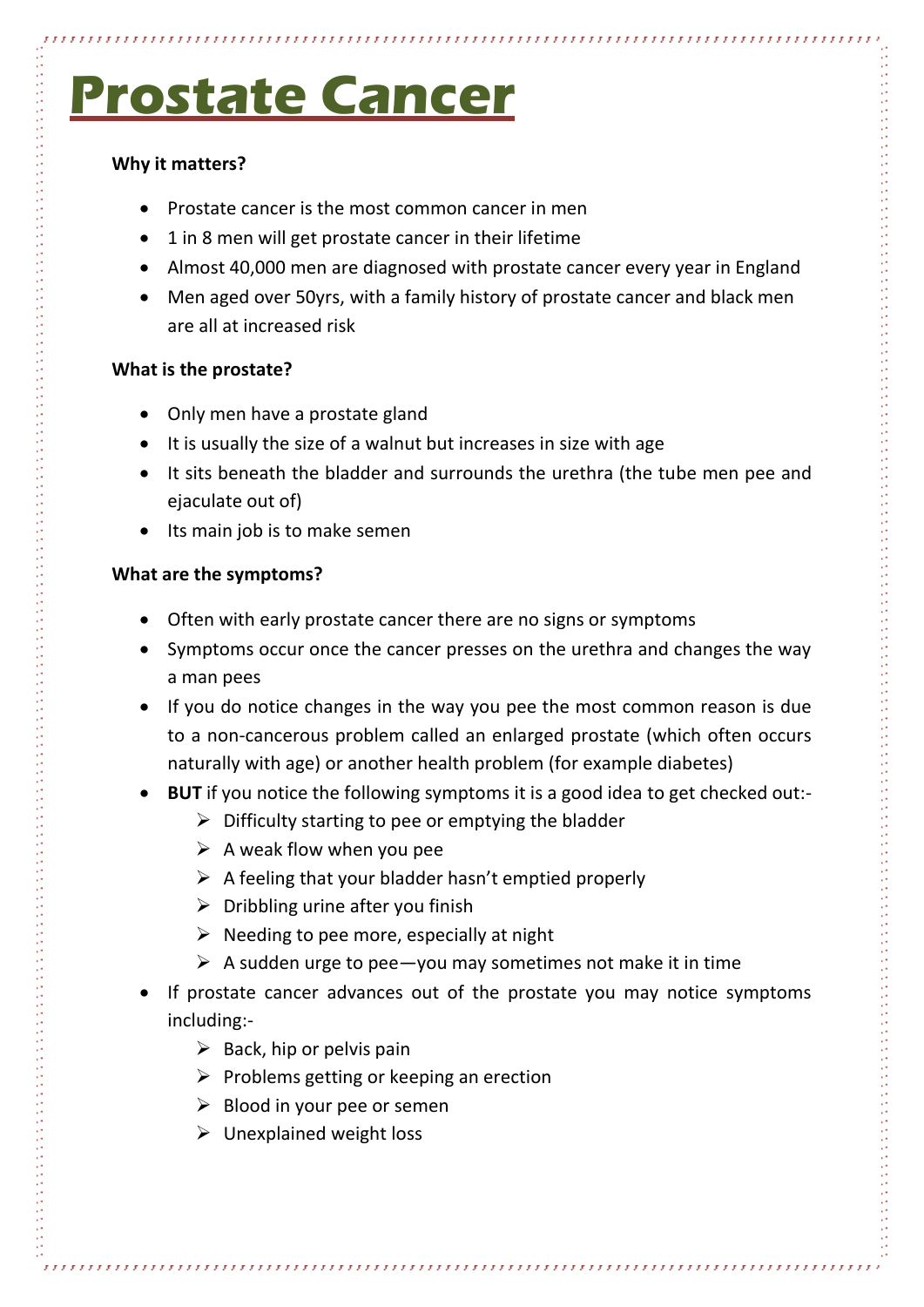# Prostate Cancer

**Why it matters?**

- Prostate cancer is the most common cancer in men
- 1 in 8 men will get prostate cancer in their lifetime
- Almost 40,000 men are diagnosed with prostate cancer every year in England
- Men aged over 50yrs, with a family history of prostate cancer and black men are all at increased risk

**What is the prostate?**

- Only men have a prostate gland
- It is usually the size of a walnut but increases in size with age
- It sits beneath the bladder and surrounds the urethra (the tube men pee and ejaculate out of)
- Its main job is to make semen

**What are the symptoms?**

- Often with early prostate cancer there are no signs or symptoms
- Symptoms occur once the cancer presses on the urethra and changes the way a man pees
- If you do notice changes in the way you pee the most common reason is due to a non-cancerous problem called an enlarged prostate (which often occurs naturally with age) or another health problem (for example diabetes)
- **BUT** if you notice the following symptoms it is a good idea to get checked out:-
  - Difficulty starting to pee or emptying the bladder
  - A weak flow when you pee
  - A feeling that your bladder hasn't emptied properly
  - Dribbling urine after you finish
  - Needing to pee more, especially at night
  - A sudden urge to pee—you may sometimes not make it in time
- If prostate cancer advances out of the prostate you may notice symptoms including:-
  - Back, hip or pelvis pain
  - Problems getting or keeping an erection
  - Blood in your pee or semen
  - Unexplained weight loss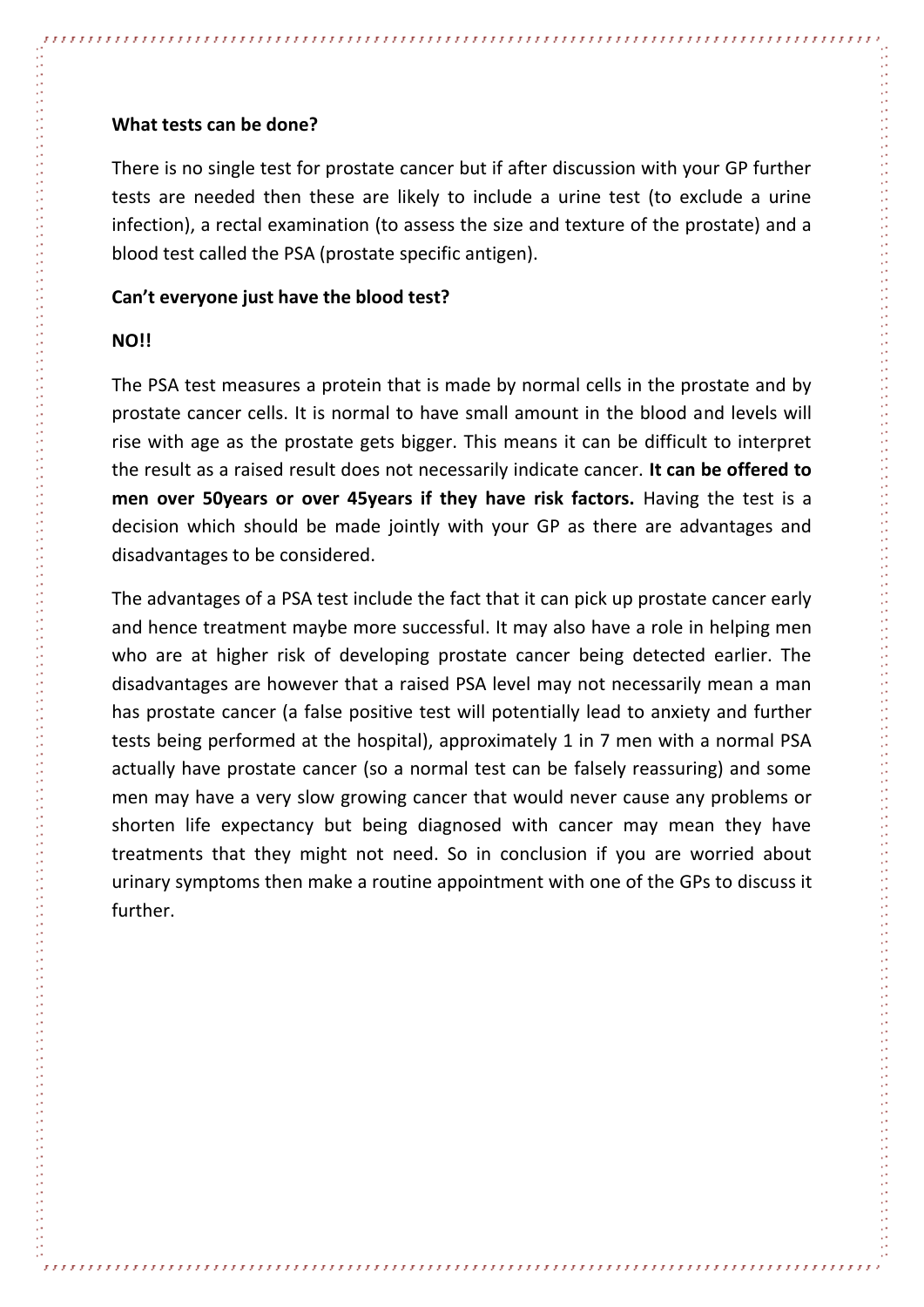**What tests can be done?**

There is no single test for prostate cancer but if after discussion with your GP further tests are needed then these are likely to include a urine test (to exclude a urine infection), a rectal examination (to assess the size and texture of the prostate) and a blood test called the PSA (prostate specific antigen).

**Can't everyone just have the blood test?**

**NO!!**

The PSA test measures a protein that is made by normal cells in the prostate and by prostate cancer cells. It is normal to have small amount in the blood and levels will rise with age as the prostate gets bigger. This means it can be difficult to interpret the result as a raised result does not necessarily indicate cancer. **It can be offered to men over 50years or over 45years if they have risk factors.** Having the test is a decision which should be made jointly with your GP as there are advantages and disadvantages to be considered.

The advantages of a PSA test include the fact that it can pick up prostate cancer early and hence treatment maybe more successful. It may also have a role in helping men who are at higher risk of developing prostate cancer being detected earlier. The disadvantages are however that a raised PSA level may not necessarily mean a man has prostate cancer (a false positive test will potentially lead to anxiety and further tests being performed at the hospital), approximately 1 in 7 men with a normal PSA actually have prostate cancer (so a normal test can be falsely reassuring) and some men may have a very slow growing cancer that would never cause any problems or shorten life expectancy but being diagnosed with cancer may mean they have treatments that they might not need. So in conclusion if you are worried about urinary symptoms then make a routine appointment with one of the GPs to discuss it further.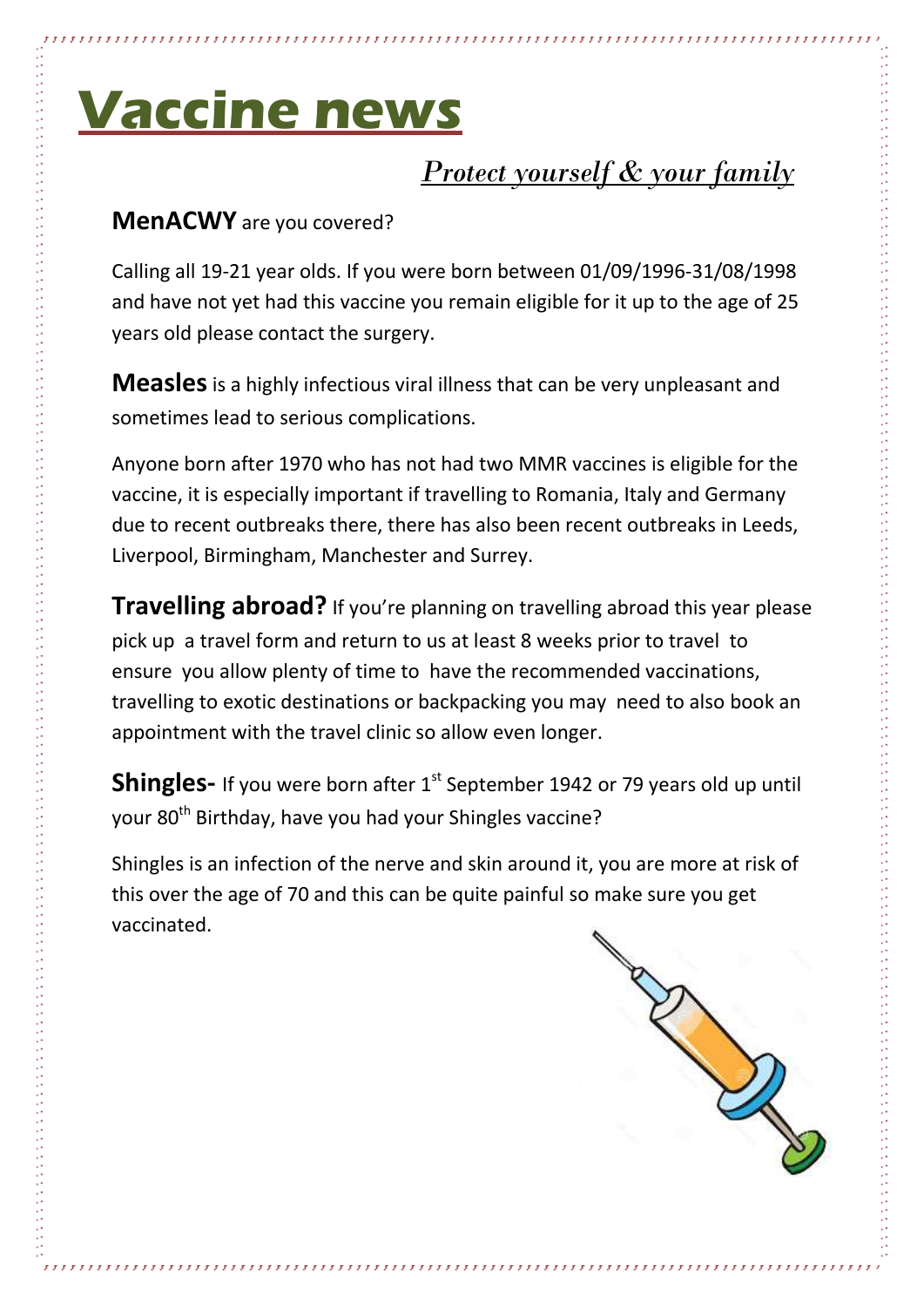# Vaccine news

## *Protect yourself & your family*

**MenACWY** are you covered?

Calling all 19-21 year olds. If you were born between 01/09/1996-31/08/1998 and have not yet had this vaccine you remain eligible for it up to the age of 25 years old please contact the surgery.

**Measles** is a highly infectious viral illness that can be very unpleasant and sometimes lead to serious complications.

Anyone born after 1970 who has not had two MMR vaccines is eligible for the vaccine, it is especially important if travelling to Romania, Italy and Germany due to recent outbreaks there, there has also been recent outbreaks in Leeds, Liverpool, Birmingham, Manchester and Surrey.

**Travelling abroad?** If you're planning on travelling abroad this year please pick up a travel form and return to us at least 8 weeks prior to travel to ensure you allow plenty of time to have the recommended vaccinations, travelling to exotic destinations or backpacking you may need to also book an appointment with the travel clinic so allow even longer.

**Shingles-** If you were born after 1st September 1942 or 79 years old up until your 80th Birthday, have you had your Shingles vaccine?

Shingles is an infection of the nerve and skin around it, you are more at risk of this over the age of 70 and this can be quite painful so make sure you get vaccinated.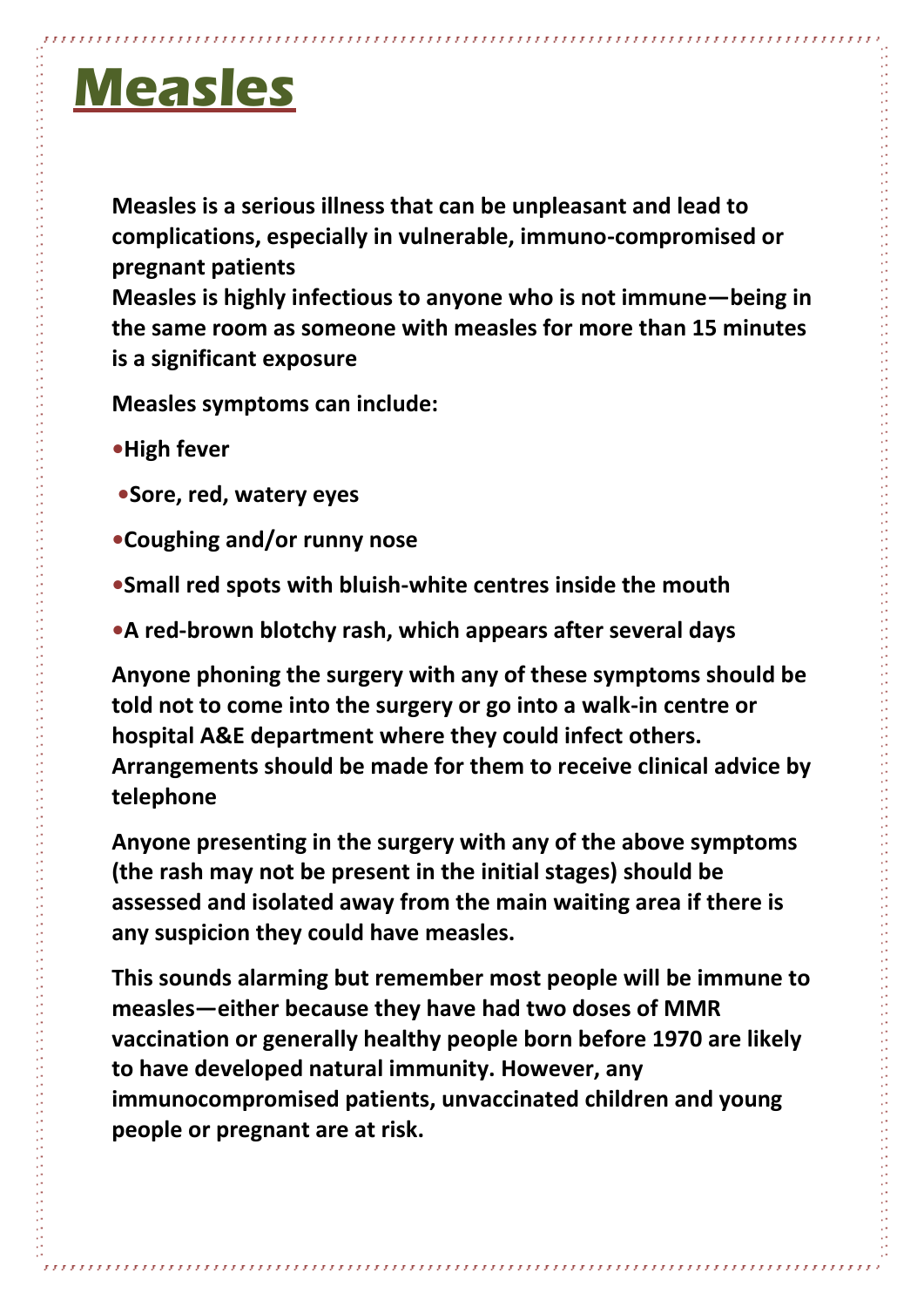# Measles

**Measles is a serious illness that can be unpleasant and lead to complications, especially in vulnerable, immuno-compromised or pregnant patients**
**Measles is highly infectious to anyone who is not immune—being in the same room as someone with measles for more than 15 minutes is a significant exposure**

**Measles symptoms can include:**

- **High fever**
- **Sore, red, watery eyes**
- **Coughing and/or runny nose**
- **Small red spots with bluish-white centres inside the mouth**
- **A red-brown blotchy rash, which appears after several days**

**Anyone phoning the surgery with any of these symptoms should be told not to come into the surgery or go into a walk-in centre or hospital A&E department where they could infect others. Arrangements should be made for them to receive clinical advice by telephone**

**Anyone presenting in the surgery with any of the above symptoms (the rash may not be present in the initial stages) should be assessed and isolated away from the main waiting area if there is any suspicion they could have measles.**

**This sounds alarming but remember most people will be immune to measles—either because they have had two doses of MMR vaccination or generally healthy people born before 1970 are likely to have developed natural immunity. However, any immunocompromised patients, unvaccinated children and young people or pregnant are at risk.**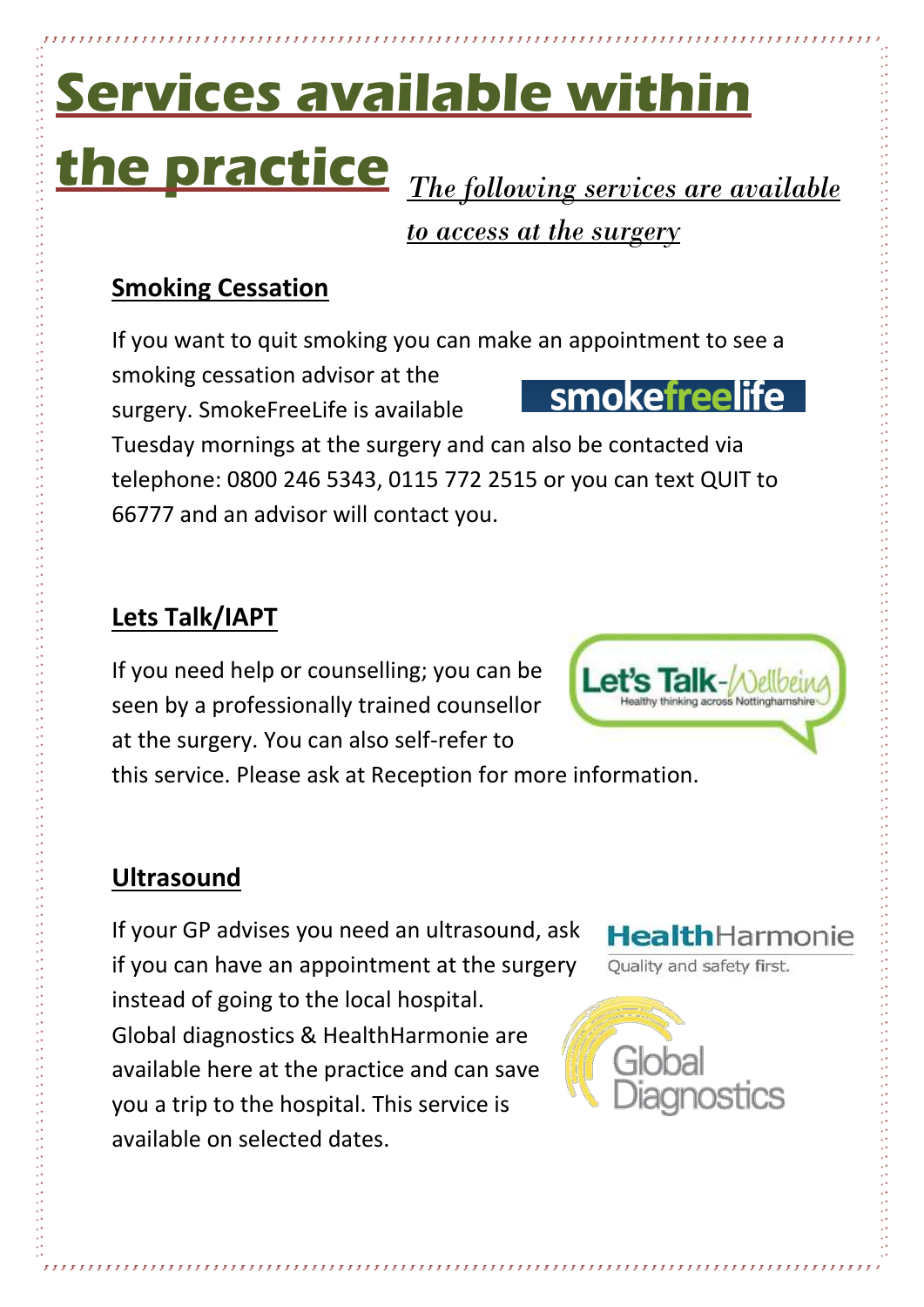# Services available within the practice

*The following services are available to access at the surgery*

## Smoking Cessation

If you want to quit smoking you can make an appointment to see a smoking cessation advisor at the surgery. SmokeFreeLife is available Tuesday mornings at the surgery and can also be contacted via telephone: 0800 246 5343, 0115 772 2515 or you can text QUIT to 66777 and an advisor will contact you.

## Lets Talk/IAPT

If you need help or counselling; you can be seen by a professionally trained counsellor at the surgery. You can also self-refer to this service. Please ask at Reception for more information.

## Ultrasound

If your GP advises you need an ultrasound, ask if you can have an appointment at the surgery instead of going to the local hospital. Global diagnostics & HealthHarmonie are available here at the practice and can save you a trip to the hospital. This service is available on selected dates.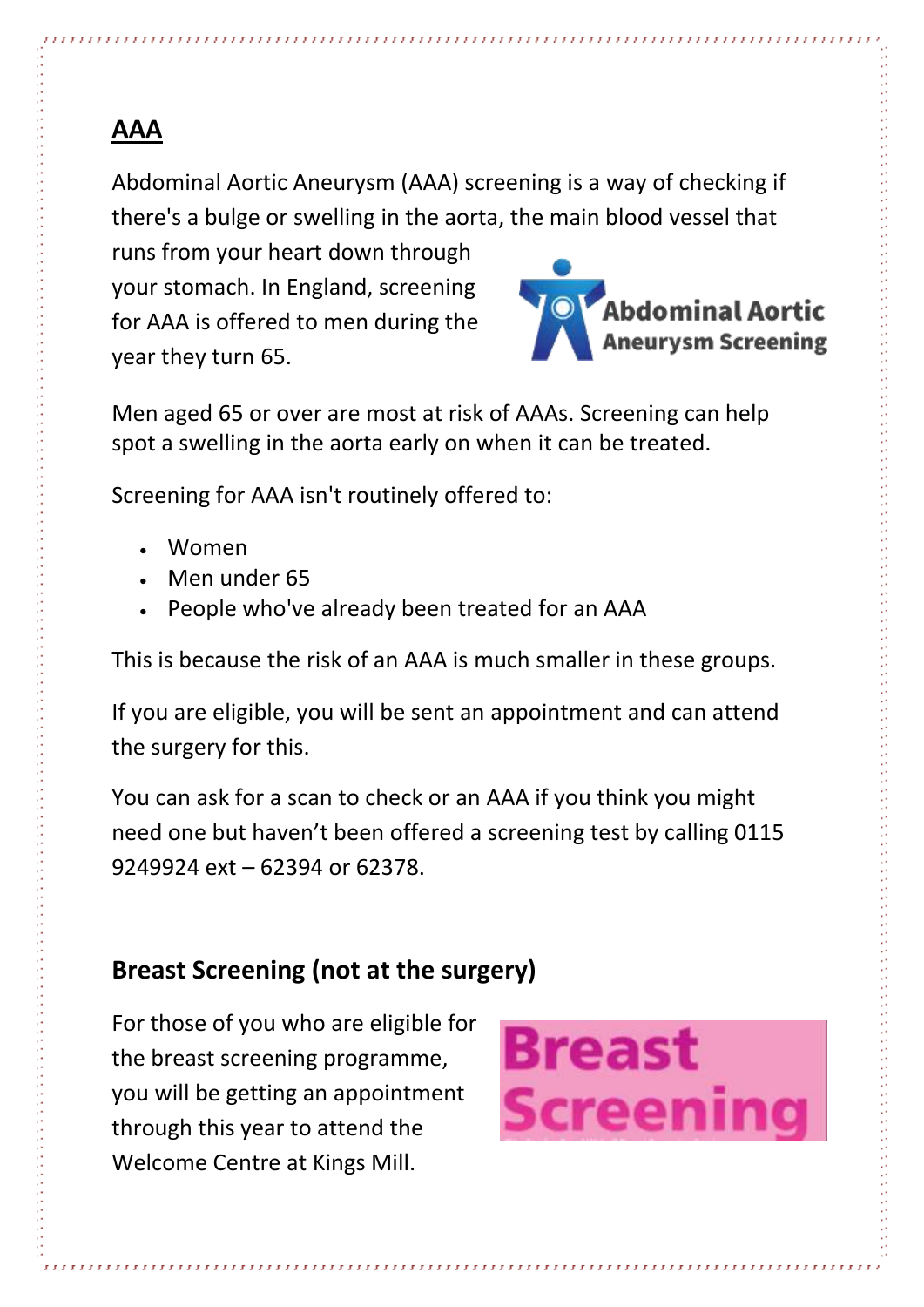## AAA

Abdominal Aortic Aneurysm (AAA) screening is a way of checking if there's a bulge or swelling in the aorta, the main blood vessel that runs from your heart down through your stomach. In England, screening for AAA is offered to men during the year they turn 65.

Men aged 65 or over are most at risk of AAAs. Screening can help spot a swelling in the aorta early on when it can be treated.

Screening for AAA isn't routinely offered to:

- Women
- Men under 65
- People who've already been treated for an AAA

This is because the risk of an AAA is much smaller in these groups.

If you are eligible, you will be sent an appointment and can attend the surgery for this.

You can ask for a scan to check or an AAA if you think you might need one but haven't been offered a screening test by calling 0115 9249924 ext – 62394 or 62378.

## Breast Screening (not at the surgery)

For those of you who are eligible for the breast screening programme, you will be getting an appointment through this year to attend the Welcome Centre at Kings Mill.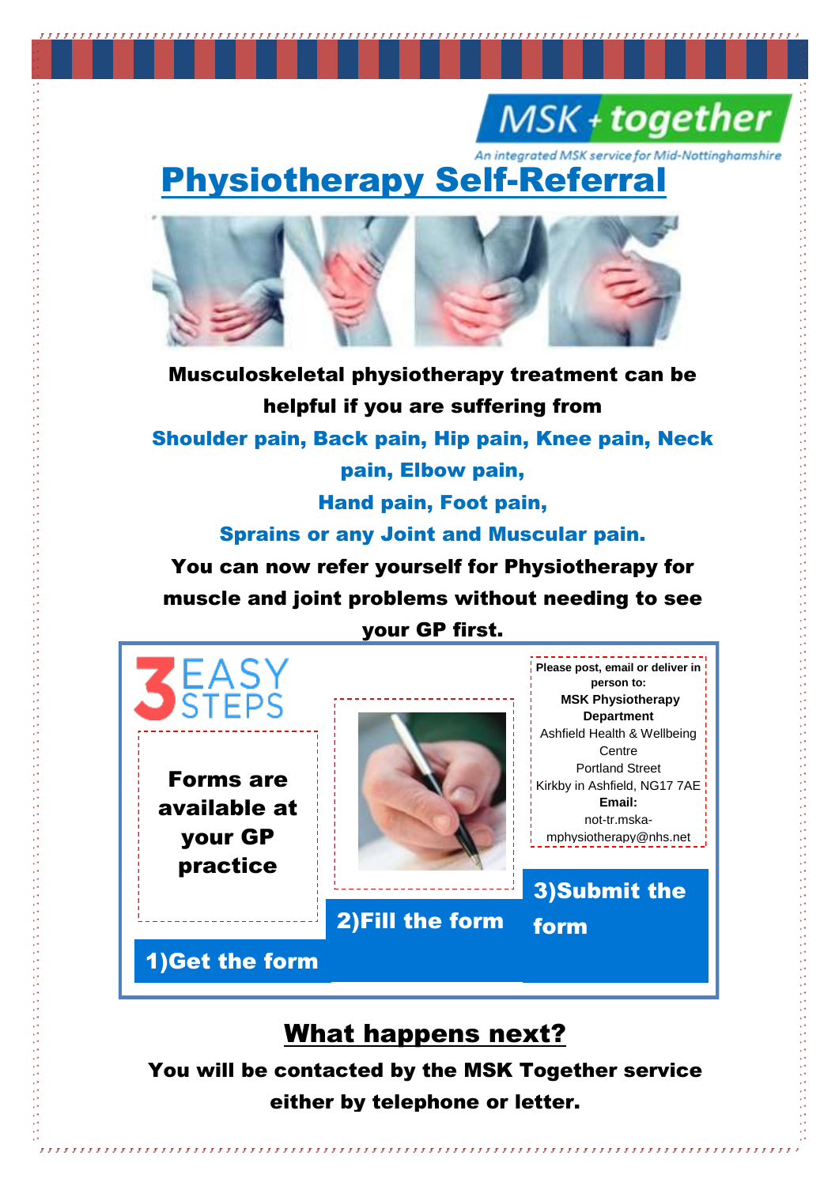MSK + together

An integrated MSK service for Mid-Nottinghamshire

# Physiotherapy Self-Referral

**Musculoskeletal physiotherapy treatment can be helpful if you are suffering from**

**Shoulder pain, Back pain, Hip pain, Knee pain, Neck pain, Elbow pain,**

**Hand pain, Foot pain,**

**Sprains or any Joint and Muscular pain.**

**You can now refer yourself for Physiotherapy for muscle and joint problems without needing to see your GP first.**

## 3 EASY STEPS

**Forms are available at your GP practice**

**1)Get the form**

**2)Fill the form**

**Please post, email or deliver in person to:**
**MSK Physiotherapy Department**
Ashfield Health & Wellbeing Centre
Portland Street
Kirkby in Ashfield, NG17 7AE
**Email:**
not-tr.mska-mphysiotherapy@nhs.net

**3)Submit the form**

## What happens next?

**You will be contacted by the MSK Together service either by telephone or letter.**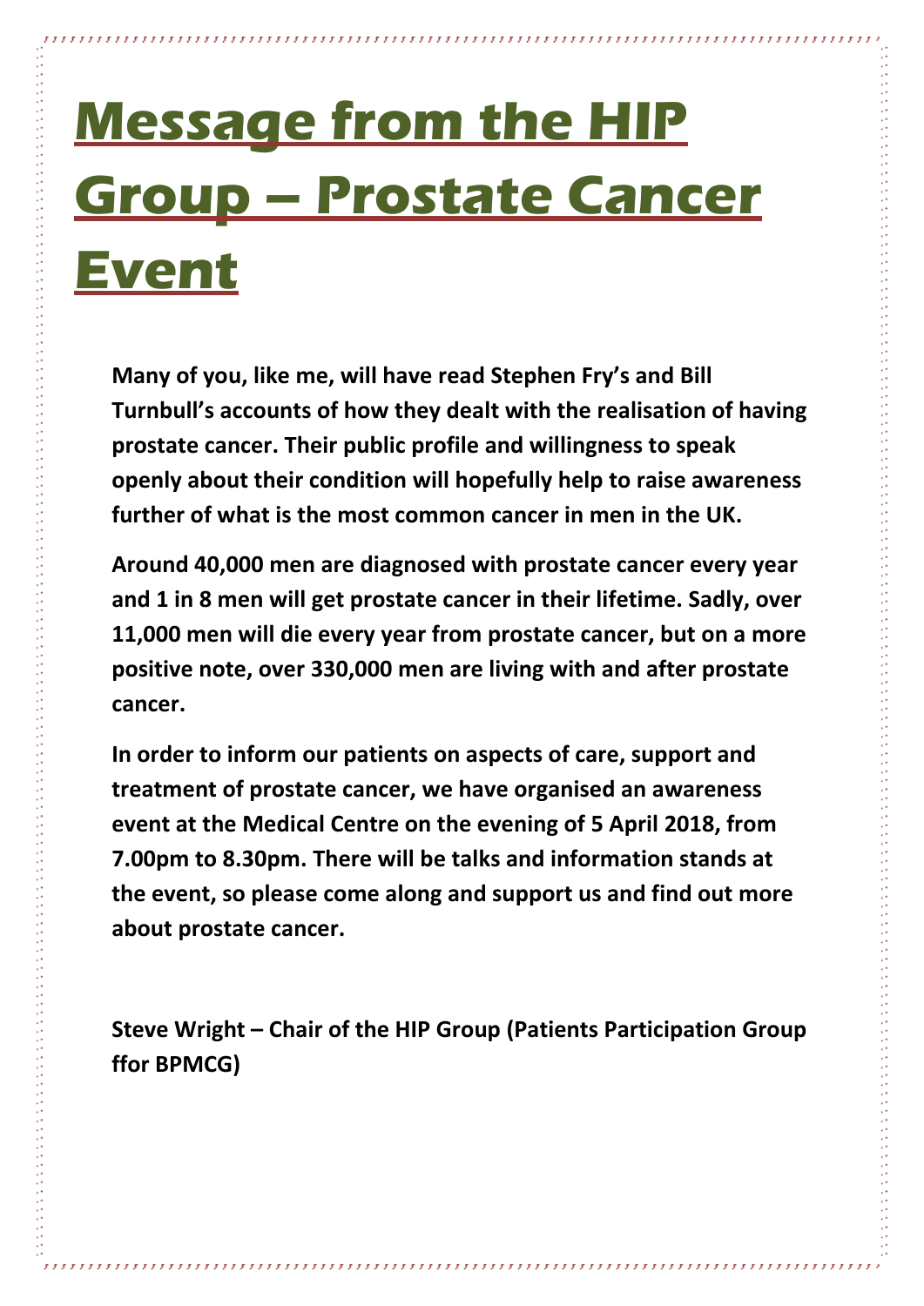# Message from the HIP Group – Prostate Cancer Event

**Many of you, like me, will have read Stephen Fry's and Bill Turnbull's accounts of how they dealt with the realisation of having prostate cancer. Their public profile and willingness to speak openly about their condition will hopefully help to raise awareness further of what is the most common cancer in men in the UK.**

**Around 40,000 men are diagnosed with prostate cancer every year and 1 in 8 men will get prostate cancer in their lifetime. Sadly, over 11,000 men will die every year from prostate cancer, but on a more positive note, over 330,000 men are living with and after prostate cancer.**

**In order to inform our patients on aspects of care, support and treatment of prostate cancer, we have organised an awareness event at the Medical Centre on the evening of 5 April 2018, from 7.00pm to 8.30pm. There will be talks and information stands at the event, so please come along and support us and find out more about prostate cancer.**

**Steve Wright – Chair of the HIP Group (Patients Participation Group ffor BPMCG)**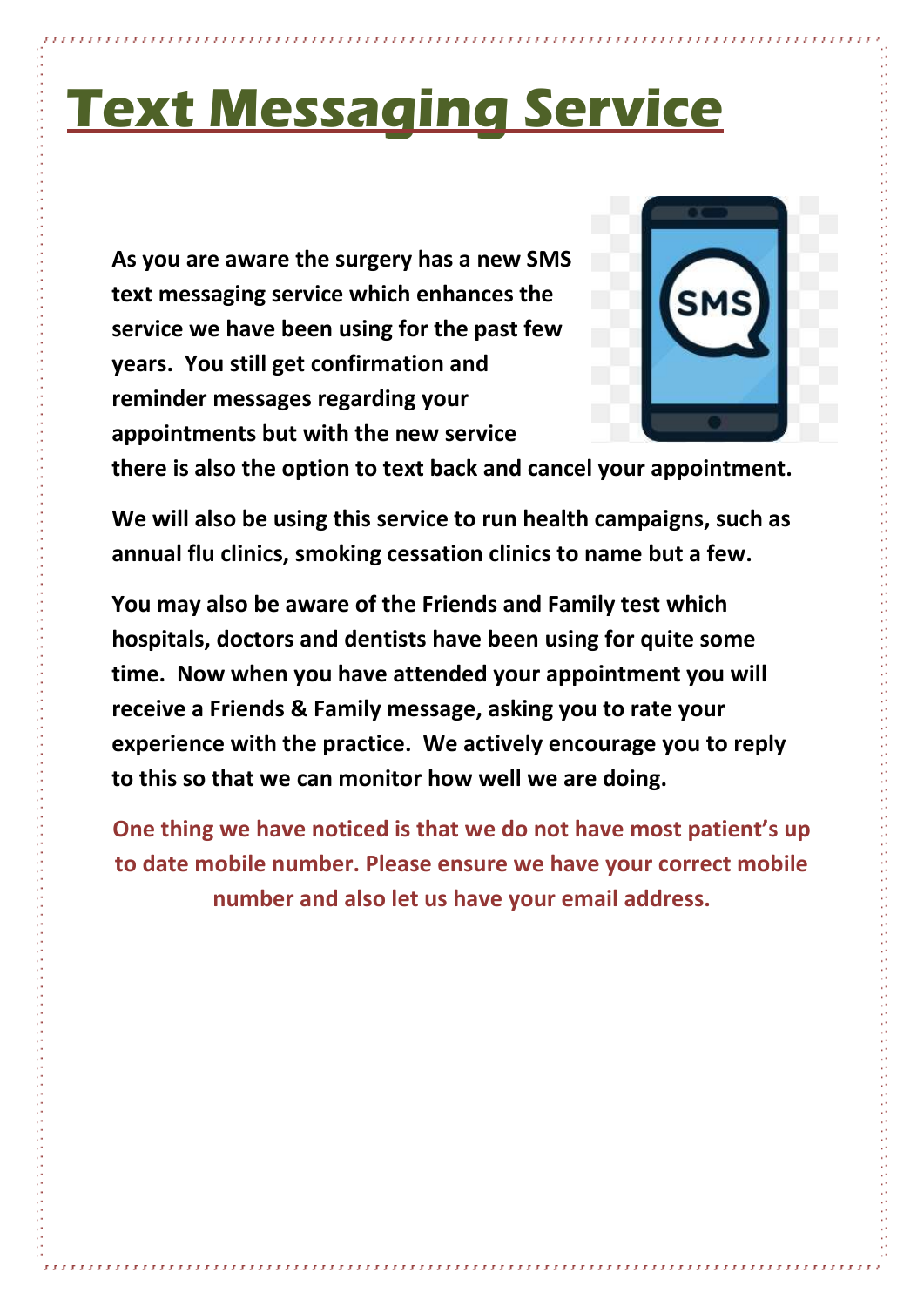# Text Messaging Service

**As you are aware the surgery has a new SMS text messaging service which enhances the service we have been using for the past few years. You still get confirmation and reminder messages regarding your appointments but with the new service there is also the option to text back and cancel your appointment.**

**We will also be using this service to run health campaigns, such as annual flu clinics, smoking cessation clinics to name but a few.**

**You may also be aware of the Friends and Family test which hospitals, doctors and dentists have been using for quite some time. Now when you have attended your appointment you will receive a Friends & Family message, asking you to rate your experience with the practice. We actively encourage you to reply to this so that we can monitor how well we are doing.**

**One thing we have noticed is that we do not have most patient's up to date mobile number. Please ensure we have your correct mobile number and also let us have your email address.**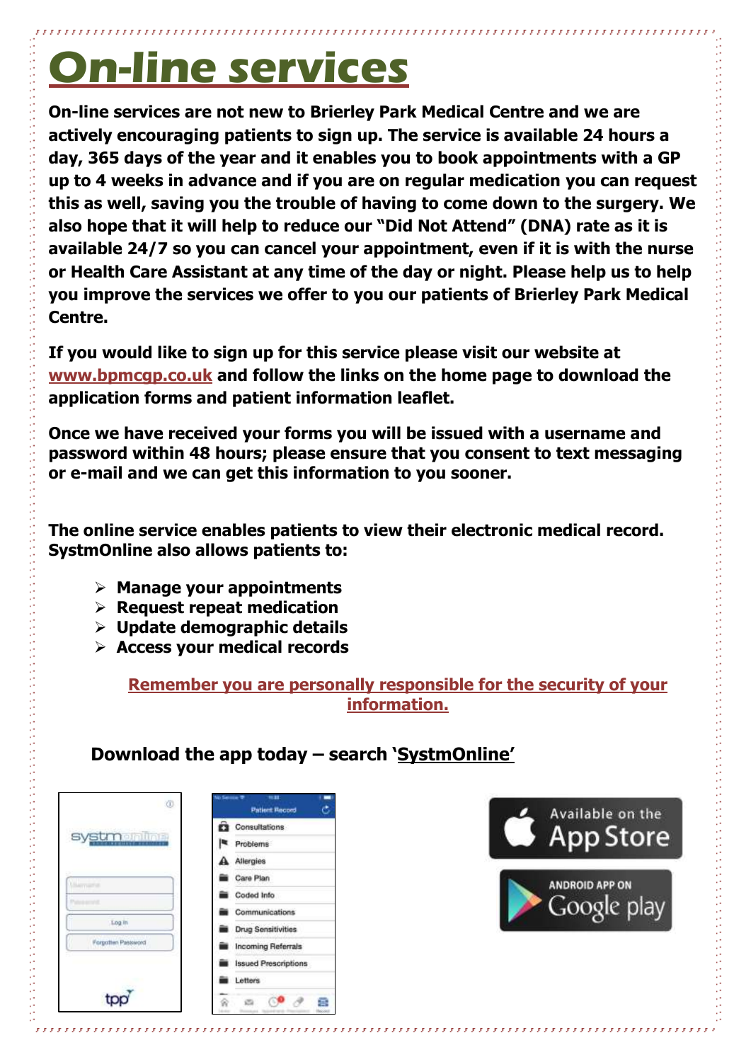# On-line services

**On-line services are not new to Brierley Park Medical Centre and we are actively encouraging patients to sign up. The service is available 24 hours a day, 365 days of the year and it enables you to book appointments with a GP up to 4 weeks in advance and if you are on regular medication you can request this as well, saving you the trouble of having to come down to the surgery. We also hope that it will help to reduce our "Did Not Attend" (DNA) rate as it is available 24/7 so you can cancel your appointment, even if it is with the nurse or Health Care Assistant at any time of the day or night. Please help us to help you improve the services we offer to you our patients of Brierley Park Medical Centre.**

**If you would like to sign up for this service please visit our website at www.bpmcgp.co.uk and follow the links on the home page to download the application forms and patient information leaflet.**

**Once we have received your forms you will be issued with a username and password within 48 hours; please ensure that you consent to text messaging or e-mail and we can get this information to you sooner.**

**The online service enables patients to view their electronic medical record. SystmOnline also allows patients to:**

- **Manage your appointments**
- **Request repeat medication**
- **Update demographic details**
- **Access your medical records**

**Remember you are personally responsible for the security of your information.**

**Download the app today – search 'SystmOnline'**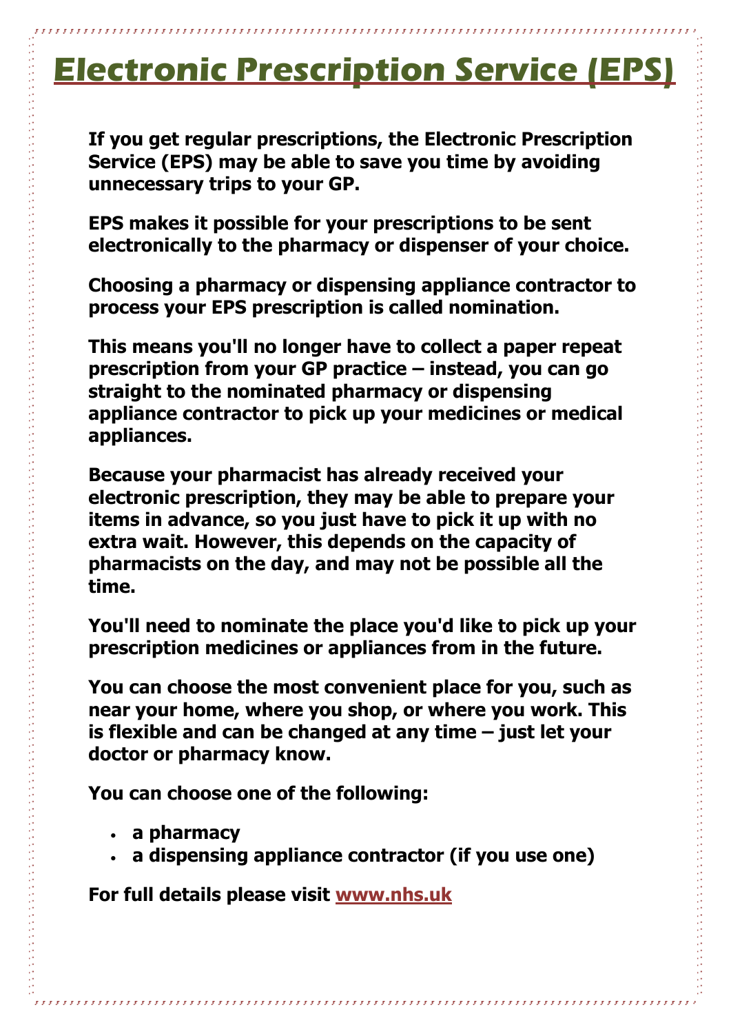# Electronic Prescription Service (EPS)

**If you get regular prescriptions, the Electronic Prescription Service (EPS) may be able to save you time by avoiding unnecessary trips to your GP.**

**EPS makes it possible for your prescriptions to be sent electronically to the pharmacy or dispenser of your choice.**

**Choosing a pharmacy or dispensing appliance contractor to process your EPS prescription is called nomination.**

**This means you'll no longer have to collect a paper repeat prescription from your GP practice – instead, you can go straight to the nominated pharmacy or dispensing appliance contractor to pick up your medicines or medical appliances.**

**Because your pharmacist has already received your electronic prescription, they may be able to prepare your items in advance, so you just have to pick it up with no extra wait. However, this depends on the capacity of pharmacists on the day, and may not be possible all the time.**

**You'll need to nominate the place you'd like to pick up your prescription medicines or appliances from in the future.**

**You can choose the most convenient place for you, such as near your home, where you shop, or where you work. This is flexible and can be changed at any time – just let your doctor or pharmacy know.**

**You can choose one of the following:**

- **a pharmacy**
- **a dispensing appliance contractor (if you use one)**

**For full details please visit [www.nhs.uk](http://www.nhs.uk)**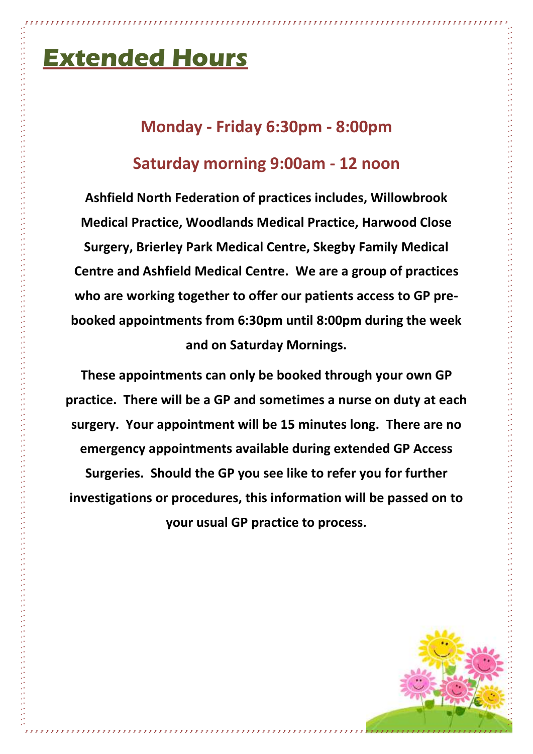# Extended Hours

## Monday - Friday 6:30pm - 8:00pm

## Saturday morning 9:00am - 12 noon

**Ashfield North Federation of practices includes, Willowbrook Medical Practice, Woodlands Medical Practice, Harwood Close Surgery, Brierley Park Medical Centre, Skegby Family Medical Centre and Ashfield Medical Centre. We are a group of practices who are working together to offer our patients access to GP pre-booked appointments from 6:30pm until 8:00pm during the week and on Saturday Mornings.**

**These appointments can only be booked through your own GP practice. There will be a GP and sometimes a nurse on duty at each surgery. Your appointment will be 15 minutes long. There are no emergency appointments available during extended GP Access Surgeries. Should the GP you see like to refer you for further investigations or procedures, this information will be passed on to your usual GP practice to process.**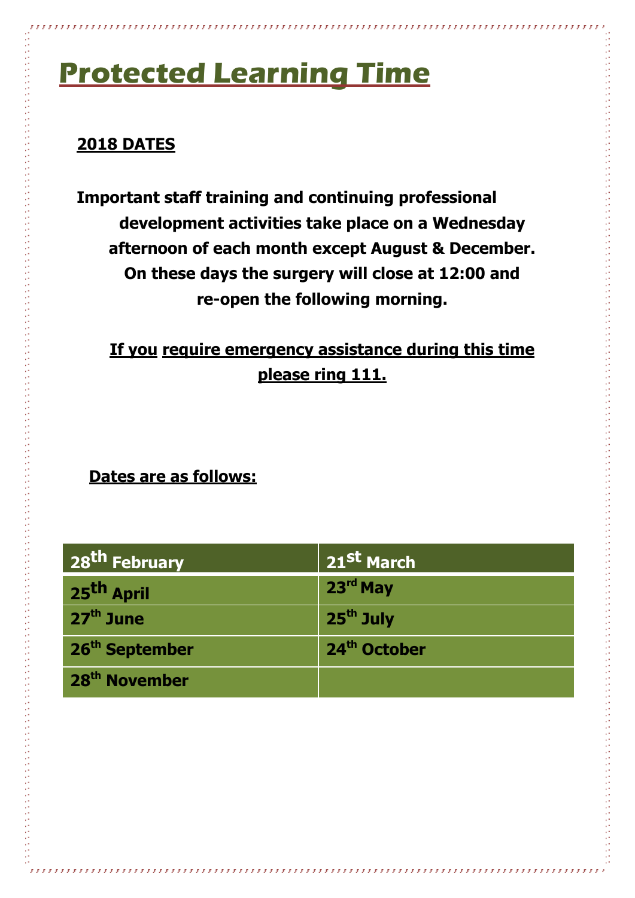# Protected Learning Time

**2018 DATES**

**Important staff training and continuing professional development activities take place on a Wednesday afternoon of each month except August & December. On these days the surgery will close at 12:00 and re-open the following morning.**

**If you require emergency assistance during this time please ring 111.**

**Dates are as follows:**

| | |
|---|---|
| 28th February | 21st March |
| 25th April | 23rd May |
| 27th June | 25th July |
| 26th September | 24th October |
| 28th November | |